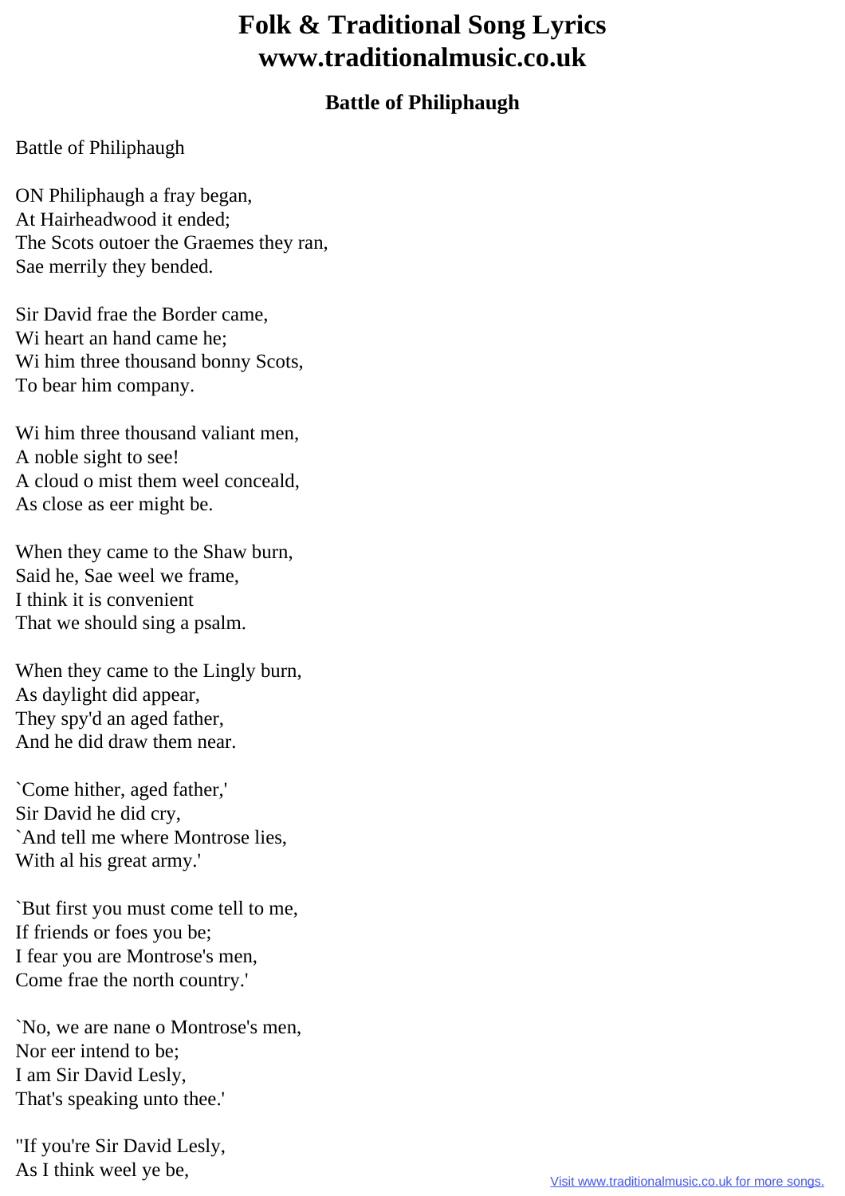# Folk & Traditional Song Lyrics
# www.traditionalmusic.co.uk

### Battle of Philiphaugh

Battle of Philiphaugh

ON Philiphaugh a fray began,
At Hairheadwood it ended;
The Scots outoer the Graemes they ran,
Sae merrily they bended.

Sir David frae the Border came,
Wi heart an hand came he;
Wi him three thousand bonny Scots,
To bear him company.

Wi him three thousand valiant men,
A noble sight to see!
A cloud o mist them weel conceald,
As close as eer might be.

When they came to the Shaw burn,
Said he, Sae weel we frame,
I think it is convenient
That we should sing a psalm.

When they came to the Lingly burn,
As daylight did appear,
They spy'd an aged father,
And he did draw them near.

`Come hither, aged father,'
Sir David he did cry,
`And tell me where Montrose lies,
With al his great army.'

`But first you must come tell to me,
If friends or foes you be;
I fear you are Montrose's men,
Come frae the north country.'

`No, we are nane o Montrose's men,
Nor eer intend to be;
I am Sir David Lesly,
That's speaking unto thee.'

"If you're Sir David Lesly,
As I think weel ye be,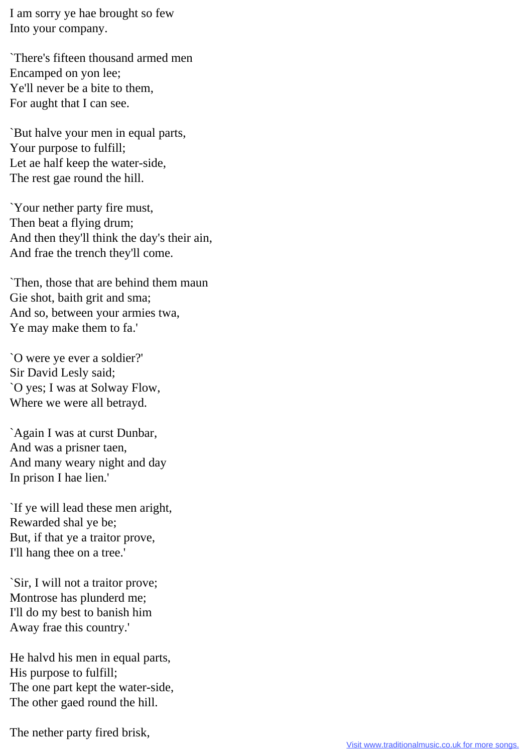I am sorry ye hae brought so few
Into your company.

`There's fifteen thousand armed men
Encamped on yon lee;
Ye'll never be a bite to them,
For aught that I can see.

`But halve your men in equal parts,
Your purpose to fulfill;
Let ae half keep the water-side,
The rest gae round the hill.

`Your nether party fire must,
Then beat a flying drum;
And then they'll think the day's their ain,
And frae the trench they'll come.

`Then, those that are behind them maun
Gie shot, baith grit and sma;
And so, between your armies twa,
Ye may make them to fa.'

`O were ye ever a soldier?'
Sir David Lesly said;
`O yes; I was at Solway Flow,
Where we were all betrayd.

`Again I was at curst Dunbar,
And was a prisner taen,
And many weary night and day
In prison I hae lien.'

`If ye will lead these men aright,
Rewarded shal ye be;
But, if that ye a traitor prove,
I'll hang thee on a tree.'

`Sir, I will not a traitor prove;
Montrose has plunderd me;
I'll do my best to banish him
Away frae this country.'

He halvd his men in equal parts,
His purpose to fulfill;
The one part kept the water-side,
The other gaed round the hill.

The nether party fired brisk,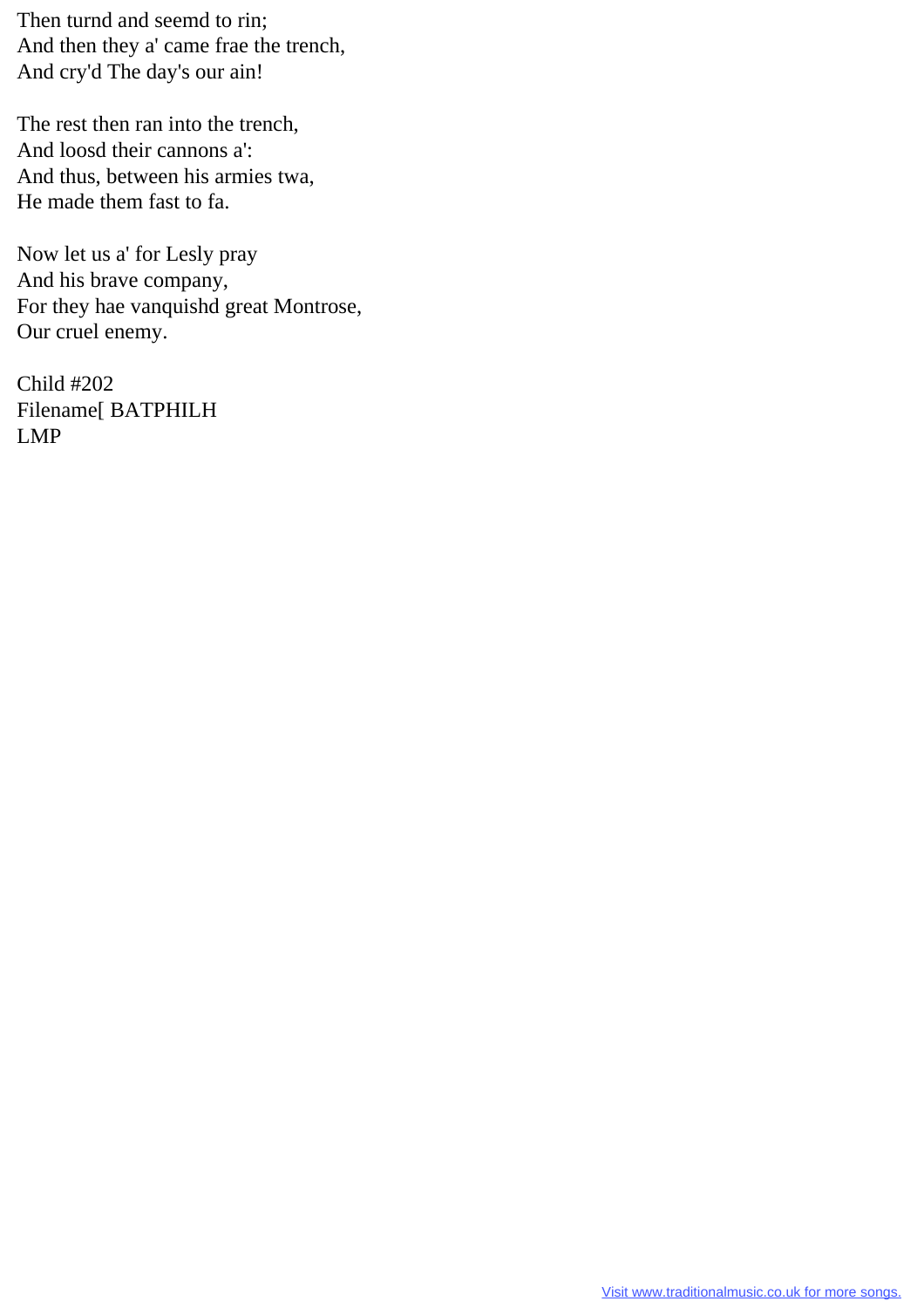Then turnd and seemd to rin;
And then they a' came frae the trench,
And cry'd The day's our ain!

The rest then ran into the trench,
And loosd their cannons a':
And thus, between his armies twa,
He made them fast to fa.

Now let us a' for Lesly pray
And his brave company,
For they hae vanquishd great Montrose,
Our cruel enemy.

Child #202
Filename[ BATPHILH
LMP

Visit www.traditionalmusic.co.uk for more songs.